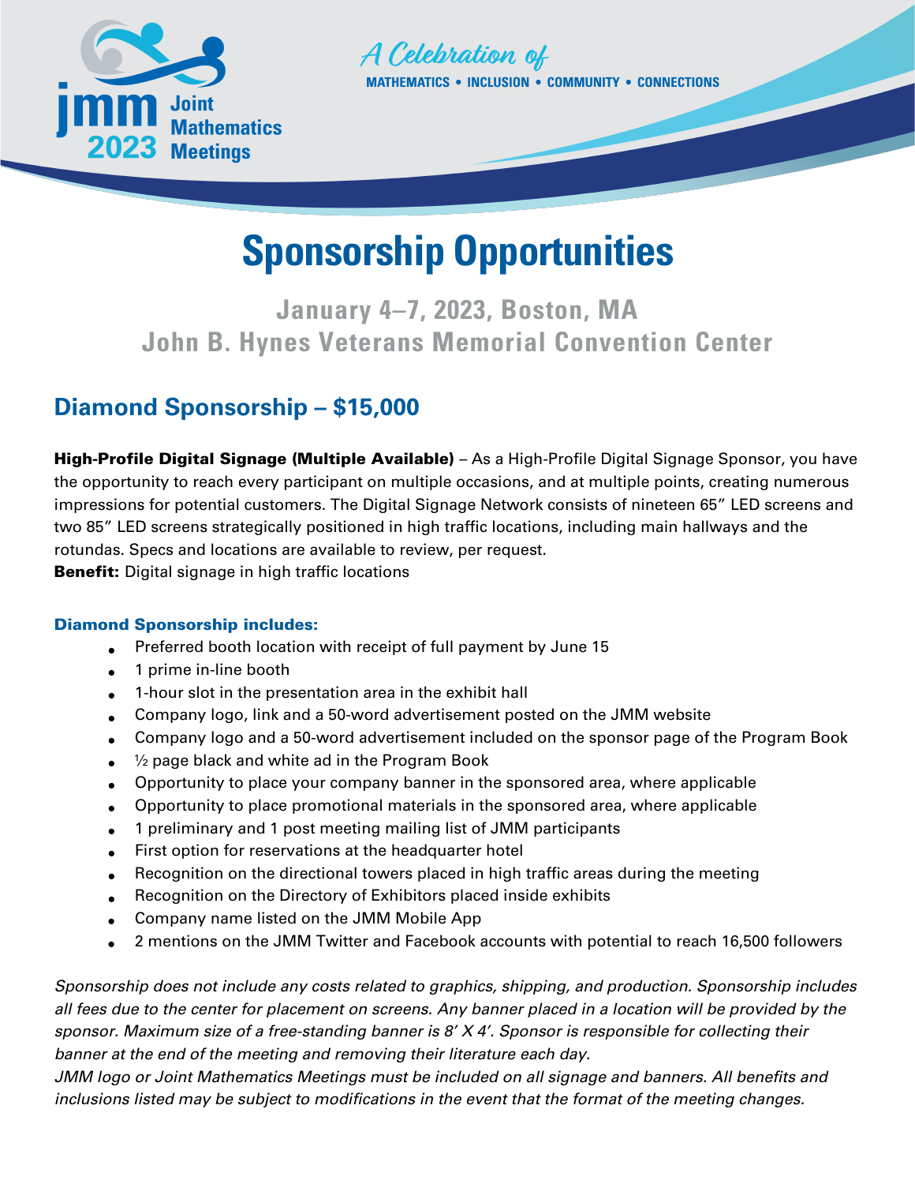jmm 2023 Joint Mathematics Meetings

A Celebration of MATHEMATICS • INCLUSION • COMMUNITY • CONNECTIONS

# Sponsorship Opportunities

### January 4–7, 2023, Boston, MA
### John B. Hynes Veterans Memorial Convention Center

## Diamond Sponsorship – $15,000

**High-Profile Digital Signage (Multiple Available)** – As a High-Profile Digital Signage Sponsor, you have the opportunity to reach every participant on multiple occasions, and at multiple points, creating numerous impressions for potential customers. The Digital Signage Network consists of nineteen 65” LED screens and two 85” LED screens strategically positioned in high traffic locations, including main hallways and the rotundas. Specs and locations are available to review, per request.
**Benefit:** Digital signage in high traffic locations

### Diamond Sponsorship includes:

- Preferred booth location with receipt of full payment by June 15
- 1 prime in-line booth
- 1-hour slot in the presentation area in the exhibit hall
- Company logo, link and a 50-word advertisement posted on the JMM website
- Company logo and a 50-word advertisement included on the sponsor page of the Program Book
- ½ page black and white ad in the Program Book
- Opportunity to place your company banner in the sponsored area, where applicable
- Opportunity to place promotional materials in the sponsored area, where applicable
- 1 preliminary and 1 post meeting mailing list of JMM participants
- First option for reservations at the headquarter hotel
- Recognition on the directional towers placed in high traffic areas during the meeting
- Recognition on the Directory of Exhibitors placed inside exhibits
- Company name listed on the JMM Mobile App
- 2 mentions on the JMM Twitter and Facebook accounts with potential to reach 16,500 followers

*Sponsorship does not include any costs related to graphics, shipping, and production. Sponsorship includes all fees due to the center for placement on screens. Any banner placed in a location will be provided by the sponsor. Maximum size of a free-standing banner is 8′ X 4′. Sponsor is responsible for collecting their banner at the end of the meeting and removing their literature each day.*
*JMM logo or Joint Mathematics Meetings must be included on all signage and banners. All benefits and inclusions listed may be subject to modifications in the event that the format of the meeting changes.*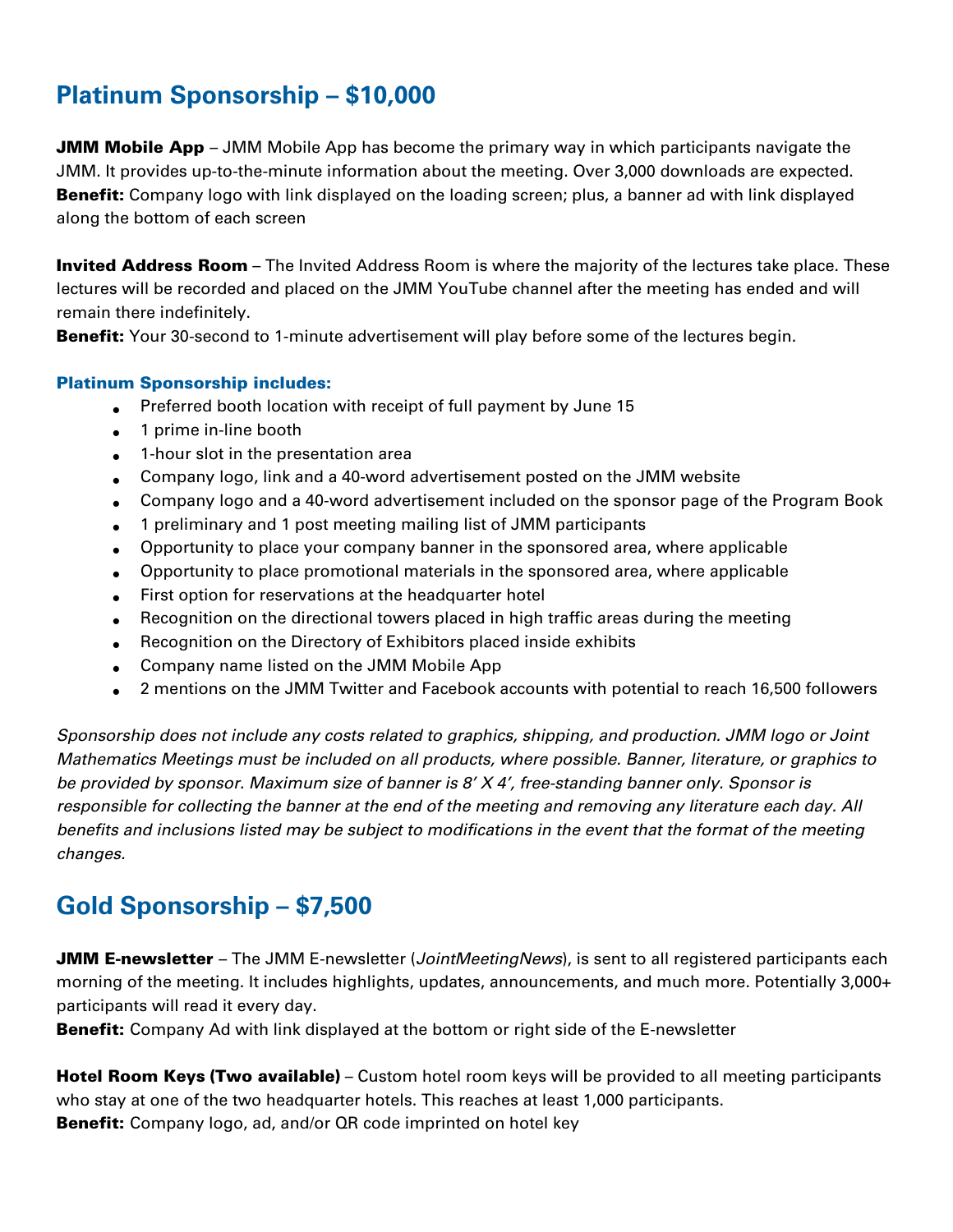## Platinum Sponsorship – $10,000

**JMM Mobile App** – JMM Mobile App has become the primary way in which participants navigate the JMM. It provides up-to-the-minute information about the meeting. Over 3,000 downloads are expected.
**Benefit:** Company logo with link displayed on the loading screen; plus, a banner ad with link displayed along the bottom of each screen

**Invited Address Room** – The Invited Address Room is where the majority of the lectures take place. These lectures will be recorded and placed on the JMM YouTube channel after the meeting has ended and will remain there indefinitely.
**Benefit:** Your 30-second to 1-minute advertisement will play before some of the lectures begin.

#### Platinum Sponsorship includes:

- Preferred booth location with receipt of full payment by June 15
- 1 prime in-line booth
- 1-hour slot in the presentation area
- Company logo, link and a 40-word advertisement posted on the JMM website
- Company logo and a 40-word advertisement included on the sponsor page of the Program Book
- 1 preliminary and 1 post meeting mailing list of JMM participants
- Opportunity to place your company banner in the sponsored area, where applicable
- Opportunity to place promotional materials in the sponsored area, where applicable
- First option for reservations at the headquarter hotel
- Recognition on the directional towers placed in high traffic areas during the meeting
- Recognition on the Directory of Exhibitors placed inside exhibits
- Company name listed on the JMM Mobile App
- 2 mentions on the JMM Twitter and Facebook accounts with potential to reach 16,500 followers

*Sponsorship does not include any costs related to graphics, shipping, and production. JMM logo or Joint Mathematics Meetings must be included on all products, where possible. Banner, literature, or graphics to be provided by sponsor. Maximum size of banner is 8' X 4', free-standing banner only. Sponsor is responsible for collecting the banner at the end of the meeting and removing any literature each day. All benefits and inclusions listed may be subject to modifications in the event that the format of the meeting changes.*

## Gold Sponsorship – $7,500

**JMM E-newsletter** – The JMM E-newsletter (*JointMeetingNews*), is sent to all registered participants each morning of the meeting. It includes highlights, updates, announcements, and much more. Potentially 3,000+ participants will read it every day.
**Benefit:** Company Ad with link displayed at the bottom or right side of the E-newsletter

**Hotel Room Keys (Two available)** – Custom hotel room keys will be provided to all meeting participants who stay at one of the two headquarter hotels. This reaches at least 1,000 participants.
**Benefit:** Company logo, ad, and/or QR code imprinted on hotel key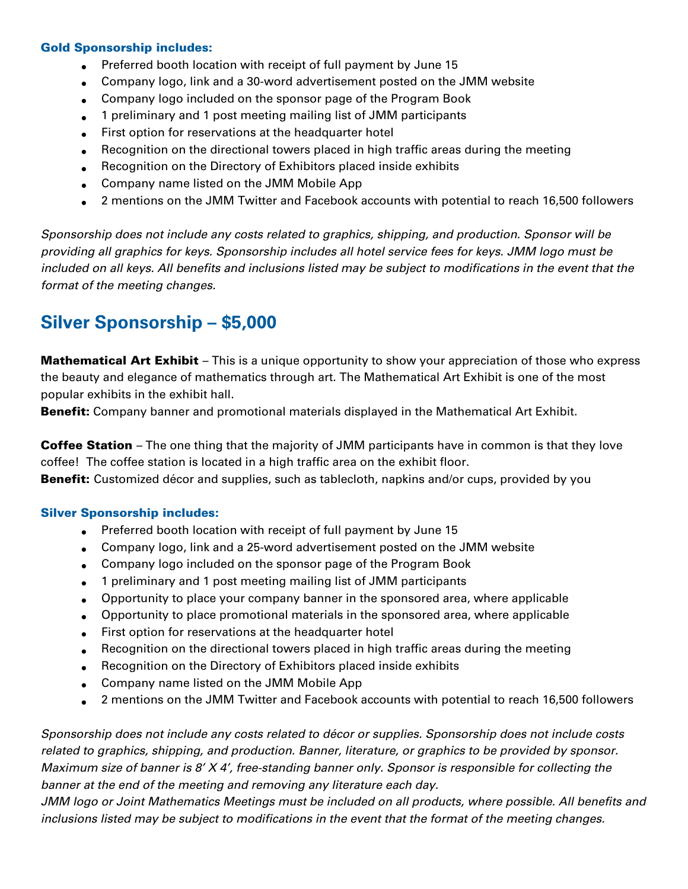### Gold Sponsorship includes:

- Preferred booth location with receipt of full payment by June 15
- Company logo, link and a 30-word advertisement posted on the JMM website
- Company logo included on the sponsor page of the Program Book
- 1 preliminary and 1 post meeting mailing list of JMM participants
- First option for reservations at the headquarter hotel
- Recognition on the directional towers placed in high traffic areas during the meeting
- Recognition on the Directory of Exhibitors placed inside exhibits
- Company name listed on the JMM Mobile App
- 2 mentions on the JMM Twitter and Facebook accounts with potential to reach 16,500 followers

*Sponsorship does not include any costs related to graphics, shipping, and production. Sponsor will be providing all graphics for keys. Sponsorship includes all hotel service fees for keys. JMM logo must be included on all keys. All benefits and inclusions listed may be subject to modifications in the event that the format of the meeting changes.*

## Silver Sponsorship – $5,000

**Mathematical Art Exhibit** – This is a unique opportunity to show your appreciation of those who express the beauty and elegance of mathematics through art. The Mathematical Art Exhibit is one of the most popular exhibits in the exhibit hall.
**Benefit:** Company banner and promotional materials displayed in the Mathematical Art Exhibit.

**Coffee Station** – The one thing that the majority of JMM participants have in common is that they love coffee! The coffee station is located in a high traffic area on the exhibit floor.
**Benefit:** Customized décor and supplies, such as tablecloth, napkins and/or cups, provided by you

### Silver Sponsorship includes:

- Preferred booth location with receipt of full payment by June 15
- Company logo, link and a 25-word advertisement posted on the JMM website
- Company logo included on the sponsor page of the Program Book
- 1 preliminary and 1 post meeting mailing list of JMM participants
- Opportunity to place your company banner in the sponsored area, where applicable
- Opportunity to place promotional materials in the sponsored area, where applicable
- First option for reservations at the headquarter hotel
- Recognition on the directional towers placed in high traffic areas during the meeting
- Recognition on the Directory of Exhibitors placed inside exhibits
- Company name listed on the JMM Mobile App
- 2 mentions on the JMM Twitter and Facebook accounts with potential to reach 16,500 followers

*Sponsorship does not include any costs related to décor or supplies. Sponsorship does not include costs related to graphics, shipping, and production. Banner, literature, or graphics to be provided by sponsor. Maximum size of banner is 8' X 4', free-standing banner only. Sponsor is responsible for collecting the banner at the end of the meeting and removing any literature each day.*
*JMM logo or Joint Mathematics Meetings must be included on all products, where possible. All benefits and inclusions listed may be subject to modifications in the event that the format of the meeting changes.*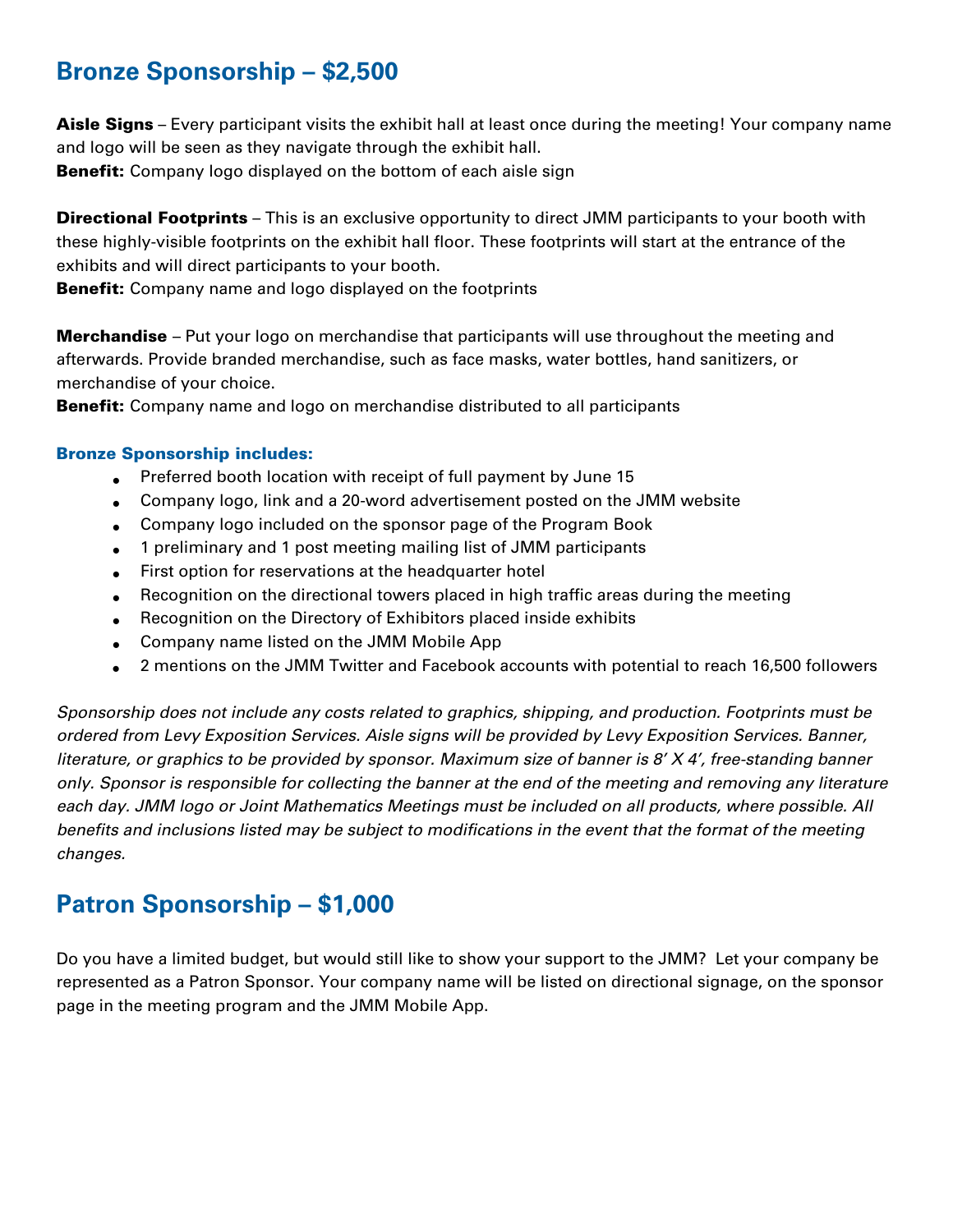## Bronze Sponsorship – $2,500

**Aisle Signs** – Every participant visits the exhibit hall at least once during the meeting! Your company name and logo will be seen as they navigate through the exhibit hall.
**Benefit:** Company logo displayed on the bottom of each aisle sign

**Directional Footprints** – This is an exclusive opportunity to direct JMM participants to your booth with these highly-visible footprints on the exhibit hall floor. These footprints will start at the entrance of the exhibits and will direct participants to your booth.
**Benefit:** Company name and logo displayed on the footprints

**Merchandise** – Put your logo on merchandise that participants will use throughout the meeting and afterwards. Provide branded merchandise, such as face masks, water bottles, hand sanitizers, or merchandise of your choice.
**Benefit:** Company name and logo on merchandise distributed to all participants

**Bronze Sponsorship includes:**

- Preferred booth location with receipt of full payment by June 15
- Company logo, link and a 20-word advertisement posted on the JMM website
- Company logo included on the sponsor page of the Program Book
- 1 preliminary and 1 post meeting mailing list of JMM participants
- First option for reservations at the headquarter hotel
- Recognition on the directional towers placed in high traffic areas during the meeting
- Recognition on the Directory of Exhibitors placed inside exhibits
- Company name listed on the JMM Mobile App
- 2 mentions on the JMM Twitter and Facebook accounts with potential to reach 16,500 followers

*Sponsorship does not include any costs related to graphics, shipping, and production. Footprints must be ordered from Levy Exposition Services. Aisle signs will be provided by Levy Exposition Services. Banner, literature, or graphics to be provided by sponsor. Maximum size of banner is 8' X 4', free-standing banner only. Sponsor is responsible for collecting the banner at the end of the meeting and removing any literature each day. JMM logo or Joint Mathematics Meetings must be included on all products, where possible. All benefits and inclusions listed may be subject to modifications in the event that the format of the meeting changes.*

## Patron Sponsorship – $1,000

Do you have a limited budget, but would still like to show your support to the JMM? Let your company be represented as a Patron Sponsor. Your company name will be listed on directional signage, on the sponsor page in the meeting program and the JMM Mobile App.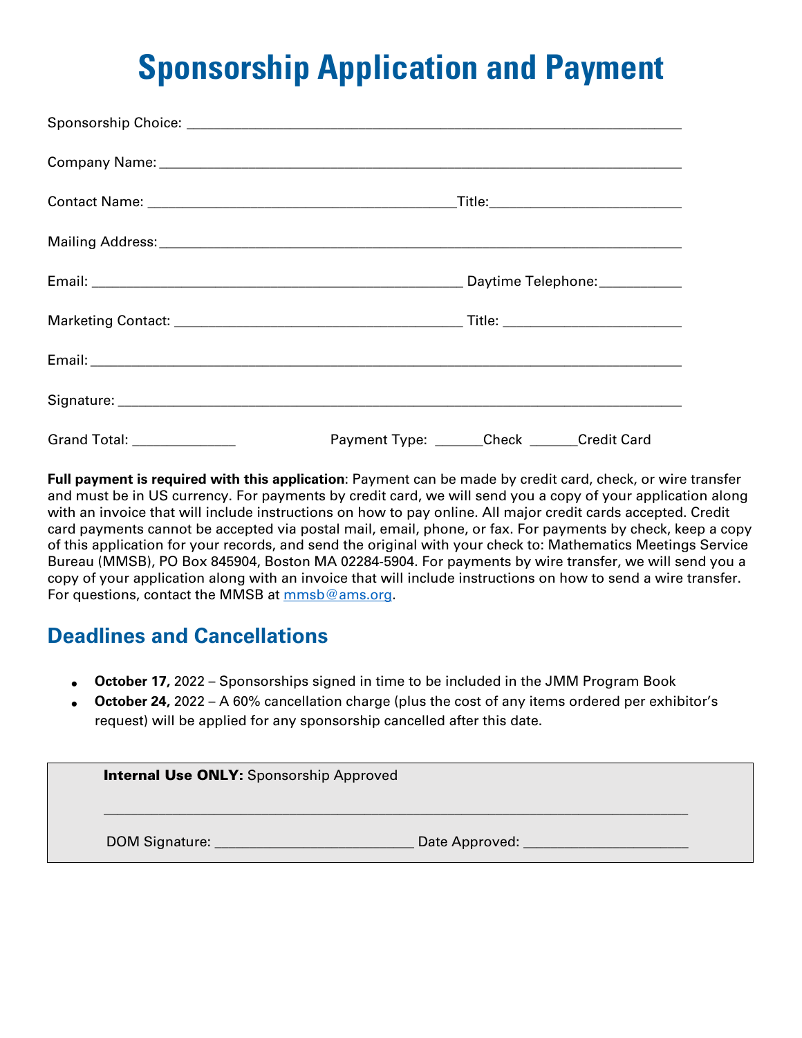# Sponsorship Application and Payment

Sponsorship Choice: ____________________________________________________________

Company Name: ____________________________________________________________

Contact Name: ________________________________________Title:________________________

Mailing Address: ____________________________________________________________

Email: ________________________________________________ Daytime Telephone:___________

Marketing Contact: _____________________________________ Title: ______________________

Email: ______________________________________________________________________

Signature: ___________________________________________________________________

Grand Total: _____________ Payment Type: ______Check ______Credit Card

**Full payment is required with this application**: Payment can be made by credit card, check, or wire transfer and must be in US currency. For payments by credit card, we will send you a copy of your application along with an invoice that will include instructions on how to pay online. All major credit cards accepted. Credit card payments cannot be accepted via postal mail, email, phone, or fax. For payments by check, keep a copy of this application for your records, and send the original with your check to: Mathematics Meetings Service Bureau (MMSB), PO Box 845904, Boston MA 02284-5904. For payments by wire transfer, we will send you a copy of your application along with an invoice that will include instructions on how to send a wire transfer. For questions, contact the MMSB at mmsb@ams.org.

## Deadlines and Cancellations

- **October 17,** 2022 – Sponsorships signed in time to be included in the JMM Program Book
- **October 24,** 2022 – A 60% cancellation charge (plus the cost of any items ordered per exhibitor's request) will be applied for any sponsorship cancelled after this date.

**Internal Use ONLY:** Sponsorship Approved

______________________________________________________________________

DOM Signature: __________________________ Date Approved: _____________________